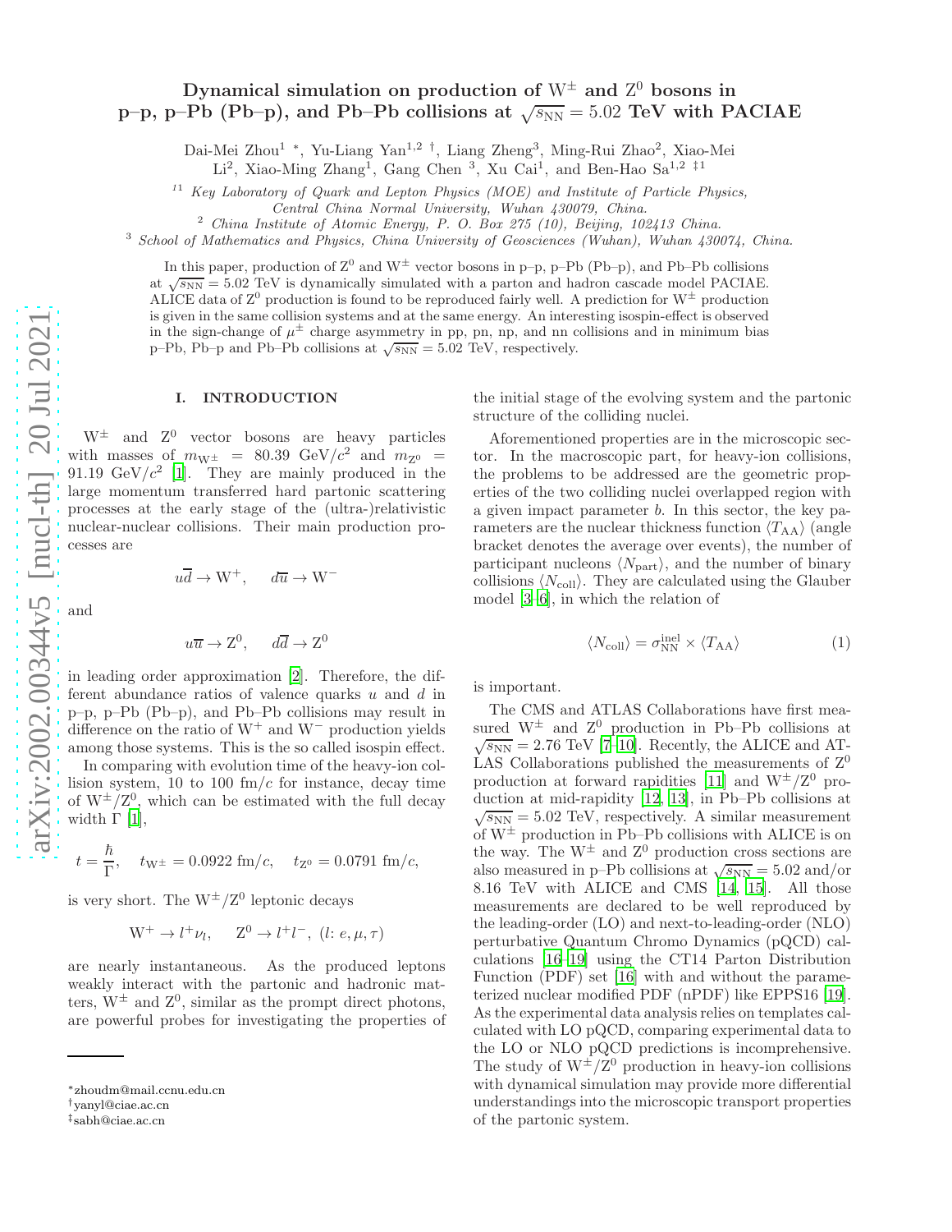# Dynamical simulation on production of $\mathrm{W}^{\pm}$ and $\mathrm{Z}^0$ bosons in p–p, p–Pb (Pb–p), and Pb–Pb collisions at $\sqrt{s_{\mathrm{NN}}} = 5.02$ TeV with PACIAE

Dai-Mei Zhou[1] *, Yu-Liang Yan[1,2] †, Liang Zheng[3], Ming-Rui Zhao[2], Xiao-Mei Li[2], Xiao-Ming Zhang[1], Gang Chen [3], Xu Cai[1], and Ben-Hao Sa[1,2] ‡1

[1] Key Laboratory of Quark and Lepton Physics (MOE) and Institute of Particle Physics, Central China Normal University, Wuhan 430079, China.
[2] China Institute of Atomic Energy, P. O. Box 275 (10), Beijing, 102413 China.
[3] School of Mathematics and Physics, China University of Geosciences (Wuhan), Wuhan 430074, China.

In this paper, production of $\mathrm{Z}^0$ and $\mathrm{W}^{\pm}$ vector bosons in p–p, p–Pb (Pb–p), and Pb–Pb collisions at $\sqrt{s_{\mathrm{NN}}} = 5.02$ TeV is dynamically simulated with a parton and hadron cascade model PACIAE. ALICE data of $\mathrm{Z}^0$ production is found to be reproduced fairly well. A prediction for $\mathrm{W}^{\pm}$ production is given in the same collision systems and at the same energy. An interesting isospin-effect is observed in the sign-change of $\mu^{\pm}$ charge asymmetry in pp, pn, np, and nn collisions and in minimum bias p–Pb, Pb–p and Pb–Pb collisions at $\sqrt{s_{\mathrm{NN}}} = 5.02$ TeV, respectively.

## I. INTRODUCTION

$\mathrm{W}^{\pm}$ and $\mathrm{Z}^0$ vector bosons are heavy particles with masses of $m_{\mathrm{W}^{\pm}} = 80.39$ GeV/$c^2$ and $m_{\mathrm{Z}^0} = 91.19$ GeV/$c^2$ [1]. They are mainly produced in the large momentum transferred hard partonic scattering processes at the early stage of the (ultra-)relativistic nuclear-nuclear collisions. Their main production processes are

$$u\overline{d} \to \mathrm{W}^+, \quad d\overline{u} \to \mathrm{W}^-$$

and

$$u\overline{u} \to \mathrm{Z}^0, \quad d\overline{d} \to \mathrm{Z}^0$$

in leading order approximation [2]. Therefore, the different abundance ratios of valence quarks $u$ and $d$ in p–p, p–Pb (Pb–p), and Pb–Pb collisions may result in difference on the ratio of $\mathrm{W}^+$ and $\mathrm{W}^-$ production yields among those systems. This is the so called isospin effect.

In comparing with evolution time of the heavy-ion collision system, 10 to 100 fm/$c$ for instance, decay time of $\mathrm{W}^{\pm}/\mathrm{Z}^0$, which can be estimated with the full decay width $\Gamma$ [1],

$$t = \frac{\hbar}{\Gamma}, \quad t_{\mathrm{W}^{\pm}} = 0.0922 \text{ fm}/c, \quad t_{\mathrm{Z}^0} = 0.0791 \text{ fm}/c,$$

is very short. The $\mathrm{W}^{\pm}/\mathrm{Z}^0$ leptonic decays

$$\mathrm{W}^+ \to l^+\nu_l, \quad \mathrm{Z}^0 \to l^+l^-, \ (l: e, \mu, \tau)$$

are nearly instantaneous. As the produced leptons weakly interact with the partonic and hadronic matters, $\mathrm{W}^{\pm}$ and $\mathrm{Z}^0$, similar as the prompt direct photons, are powerful probes for investigating the properties of the initial stage of the evolving system and the partonic structure of the colliding nuclei.

Aforementioned properties are in the microscopic sector. In the macroscopic part, for heavy-ion collisions, the problems to be addressed are the geometric properties of the two colliding nuclei overlapped region with a given impact parameter $b$. In this sector, the key parameters are the nuclear thickness function $\langle T_{\mathrm{AA}}\rangle$ (angle bracket denotes the average over events), the number of participant nucleons $\langle N_{\mathrm{part}}\rangle$, and the number of binary collisions $\langle N_{\mathrm{coll}}\rangle$. They are calculated using the Glauber model [3–6], in which the relation of

$$\langle N_{\mathrm{coll}}\rangle = \sigma_{\mathrm{NN}}^{\mathrm{inel}} \times \langle T_{\mathrm{AA}}\rangle \tag{1}$$

is important.

The CMS and ATLAS Collaborations have first measured $\mathrm{W}^{\pm}$ and $\mathrm{Z}^0$ production in Pb–Pb collisions at $\sqrt{s_{\mathrm{NN}}} = 2.76$ TeV [7–10]. Recently, the ALICE and ATLAS Collaborations published the measurements of $\mathrm{Z}^0$ production at forward rapidities [11] and $\mathrm{W}^{\pm}/\mathrm{Z}^0$ production at mid-rapidity [12, 13], in Pb–Pb collisions at $\sqrt{s_{\mathrm{NN}}} = 5.02$ TeV, respectively. A similar measurement of $\mathrm{W}^{\pm}$ production in Pb–Pb collisions with ALICE is on the way. The $\mathrm{W}^{\pm}$ and $\mathrm{Z}^0$ production cross sections are also measured in p–Pb collisions at $\sqrt{s_{\mathrm{NN}}} = 5.02$ and/or 8.16 TeV with ALICE and CMS [14, 15]. All those measurements are declared to be well reproduced by the leading-order (LO) and next-to-leading-order (NLO) perturbative Quantum Chromo Dynamics (pQCD) calculations [16–19] using the CT14 Parton Distribution Function (PDF) set [16] with and without the parameterized nuclear modified PDF (nPDF) like EPPS16 [19]. As the experimental data analysis relies on templates calculated with LO pQCD, comparing experimental data to the LO or NLO pQCD predictions is incomprehensive. The study of $\mathrm{W}^{\pm}/\mathrm{Z}^0$ production in heavy-ion collisions with dynamical simulation may provide more differential understandings into the microscopic transport properties of the partonic system.

*zhoudm@mail.ccnu.edu.cn
†yanyl@ciae.ac.cn
‡sabh@ciae.ac.cn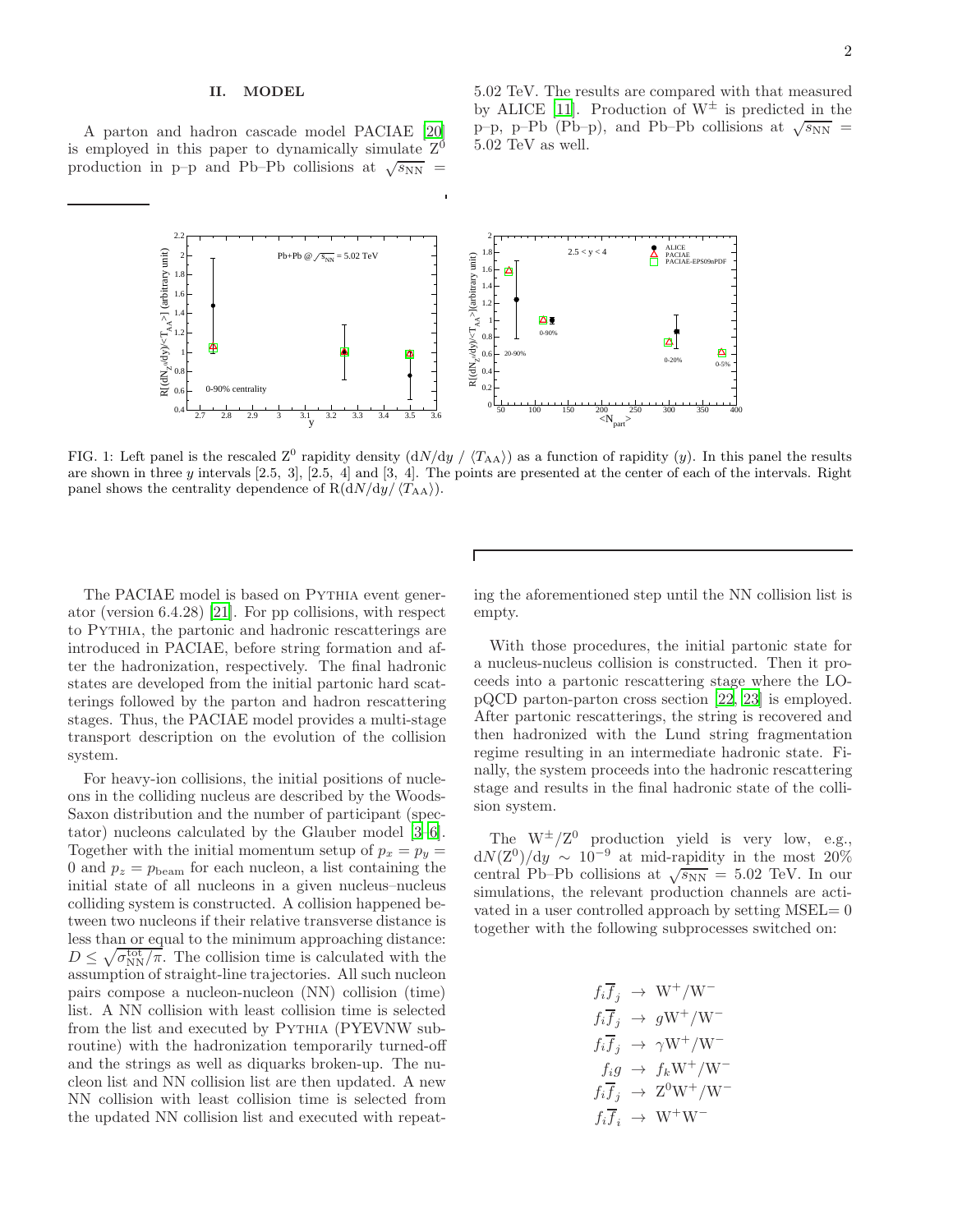## II. MODEL

A parton and hadron cascade model PACIAE [20] is employed in this paper to dynamically simulate $Z^0$ production in p–p and Pb–Pb collisions at $\sqrt{s_{\rm NN}}$ = 5.02 TeV. The results are compared with that measured by ALICE [11]. Production of $W^{\pm}$ is predicted in the p–p, p–Pb (Pb–p), and Pb–Pb collisions at $\sqrt{s_{\rm NN}}$ = 5.02 TeV as well.

FIG. 1: Left panel is the rescaled $Z^0$ rapidity density ($dN/dy$ / $\langle T_{\rm AA}\rangle$) as a function of rapidity ($y$). In this panel the results are shown in three $y$ intervals [2.5, 3], [2.5, 4] and [3, 4]. The points are presented at the center of each of the intervals. Right panel shows the centrality dependence of R($dN/dy$/ $\langle T_{\rm AA}\rangle$).

The PACIAE model is based on PYTHIA event generator (version 6.4.28) [21]. For pp collisions, with respect to PYTHIA, the partonic and hadronic rescatterings are introduced in PACIAE, before string formation and after the hadronization, respectively. The final hadronic states are developed from the initial partonic hard scatterings followed by the parton and hadron rescattering stages. Thus, the PACIAE model provides a multi-stage transport description on the evolution of the collision system.

For heavy-ion collisions, the initial positions of nucleons in the colliding nucleus are described by the Woods-Saxon distribution and the number of participant (spectator) nucleons calculated by the Glauber model [3–6]. Together with the initial momentum setup of $p_x = p_y = 0$ and $p_z = p_{\rm beam}$ for each nucleon, a list containing the initial state of all nucleons in a given nucleus–nucleus colliding system is constructed. A collision happened between two nucleons if their relative transverse distance is less than or equal to the minimum approaching distance: $D \leq \sqrt{\sigma^{\rm tot}_{\rm NN}/\pi}$. The collision time is calculated with the assumption of straight-line trajectories. All such nucleon pairs compose a nucleon-nucleon (NN) collision (time) list. A NN collision with least collision time is selected from the list and executed by PYTHIA (PYEVNW subroutine) with the hadronization temporarily turned-off and the strings as well as diquarks broken-up. The nucleon list and NN collision list are then updated. A new NN collision with least collision time is selected from the updated NN collision list and executed with repeating the aforementioned step until the NN collision list is empty.

With those procedures, the initial partonic state for a nucleus-nucleus collision is constructed. Then it proceeds into a partonic rescattering stage where the LO-pQCD parton-parton cross section [22, 23] is employed. After partonic rescatterings, the string is recovered and then hadronized with the Lund string fragmentation regime resulting in an intermediate hadronic state. Finally, the system proceeds into the hadronic rescattering stage and results in the final hadronic state of the collision system.

The $W^{\pm}/Z^0$ production yield is very low, e.g., $dN(Z^0)/dy \sim 10^{-9}$ at mid-rapidity in the most 20% central Pb–Pb collisions at $\sqrt{s_{\rm NN}}$ = 5.02 TeV. In our simulations, the relevant production channels are activated in a user controlled approach by setting MSEL= 0 together with the following subprocesses switched on:

$$
\begin{aligned}
f_i\overline{f}_j &\rightarrow W^+/W^- \\
f_i\overline{f}_j &\rightarrow gW^+/W^- \\
f_i\overline{f}_j &\rightarrow \gamma W^+/W^- \\
f_i g &\rightarrow f_k W^+/W^- \\
f_i\overline{f}_j &\rightarrow Z^0 W^+/W^- \\
f_i\overline{f}_i &\rightarrow W^+W^-
\end{aligned}
$$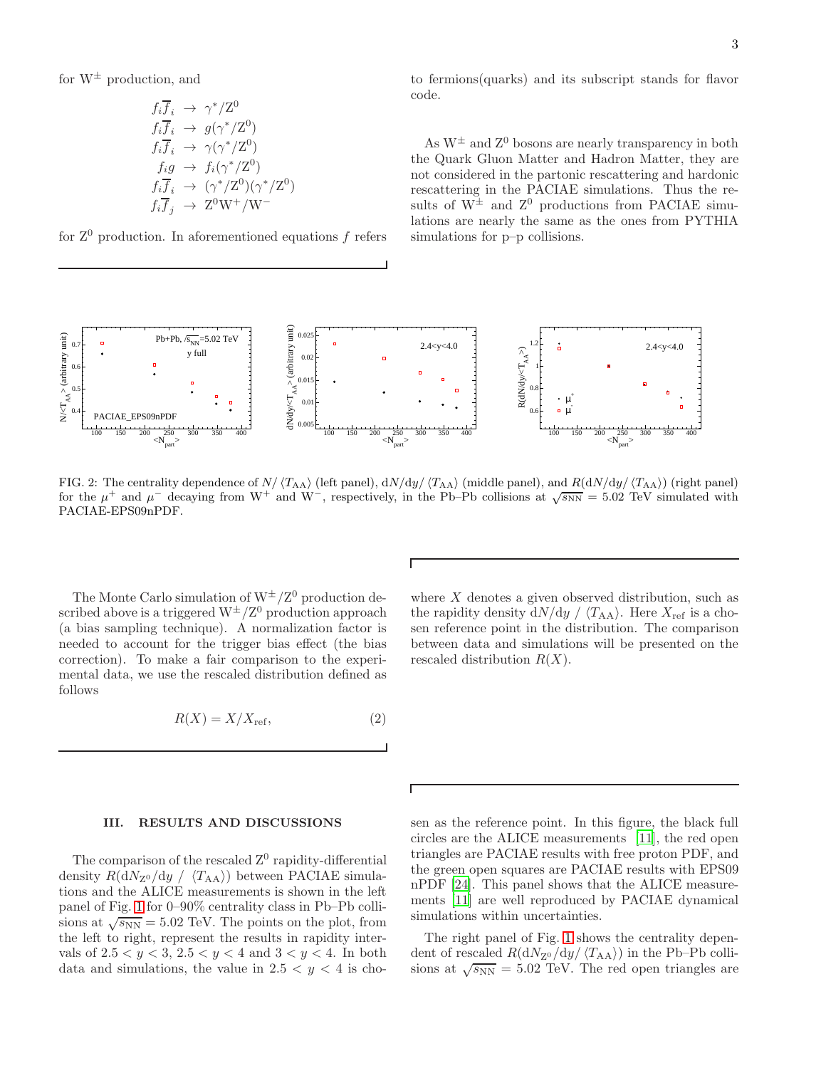for $W^\pm$ production, and

$$
\begin{aligned}
f_i\overline{f}_i &\rightarrow \gamma^*/Z^0 \\
f_i\overline{f}_i &\rightarrow g(\gamma^*/Z^0) \\
f_i\overline{f}_i &\rightarrow \gamma(\gamma^*/Z^0) \\
f_i g &\rightarrow f_i(\gamma^*/Z^0) \\
f_i\overline{f}_i &\rightarrow (\gamma^*/Z^0)(\gamma^*/Z^0) \\
f_i\overline{f}_j &\rightarrow Z^0W^+/W^-
\end{aligned}
$$

for $Z^0$ production. In aforementioned equations $f$ refers to fermions(quarks) and its subscript stands for flavor code.

As $W^\pm$ and $Z^0$ bosons are nearly transparency in both the Quark Gluon Matter and Hadron Matter, they are not considered in the partonic rescattering and hardonic rescattering in the PACIAE simulations. Thus the results of $W^\pm$ and $Z^0$ productions from PACIAE simulations are nearly the same as the ones from PYTHIA simulations for p–p collisions.

FIG. 2: The centrality dependence of $N/\langle T_{AA}\rangle$ (left panel), $dN/dy/\langle T_{AA}\rangle$ (middle panel), and $R(dN/dy/\langle T_{AA}\rangle)$ (right panel) for the $\mu^+$ and $\mu^-$ decaying from $W^+$ and $W^-$, respectively, in the Pb–Pb collisions at $\sqrt{s_{NN}} = 5.02$ TeV simulated with PACIAE-EPS09nPDF.

The Monte Carlo simulation of $W^\pm/Z^0$ production described above is a triggered $W^\pm/Z^0$ production approach (a bias sampling technique). A normalization factor is needed to account for the trigger bias effect (the bias correction). To make a fair comparison to the experimental data, we use the rescaled distribution defined as follows

$$
R(X) = X/X_{\text{ref}}, \tag{2}
$$

where $X$ denotes a given observed distribution, such as the rapidity density $dN/dy$ / $\langle T_{AA}\rangle$. Here $X_{\text{ref}}$ is a chosen reference point in the distribution. The comparison between data and simulations will be presented on the rescaled distribution $R(X)$.

## III. RESULTS AND DISCUSSIONS

The comparison of the rescaled $Z^0$ rapidity-differential density $R(dN_{Z^0}/dy$ / $\langle T_{AA}\rangle)$ between PACIAE simulations and the ALICE measurements is shown in the left panel of Fig. 1 for 0–90% centrality class in Pb–Pb collisions at $\sqrt{s_{NN}} = 5.02$ TeV. The points on the plot, from the left to right, represent the results in rapidity intervals of $2.5 < y < 3$, $2.5 < y < 4$ and $3 < y < 4$. In both data and simulations, the value in $2.5 < y < 4$ is chosen as the reference point. In this figure, the black full circles are the ALICE measurements [11], the red open triangles are PACIAE results with free proton PDF, and the green open squares are PACIAE results with EPS09 nPDF [24]. This panel shows that the ALICE measurements [11] are well reproduced by PACIAE dynamical simulations within uncertainties.

The right panel of Fig. 1 shows the centrality dependent of rescaled $R(dN_{Z^0}/dy/\langle T_{AA}\rangle)$ in the Pb–Pb collisions at $\sqrt{s_{NN}} = 5.02$ TeV. The red open triangles are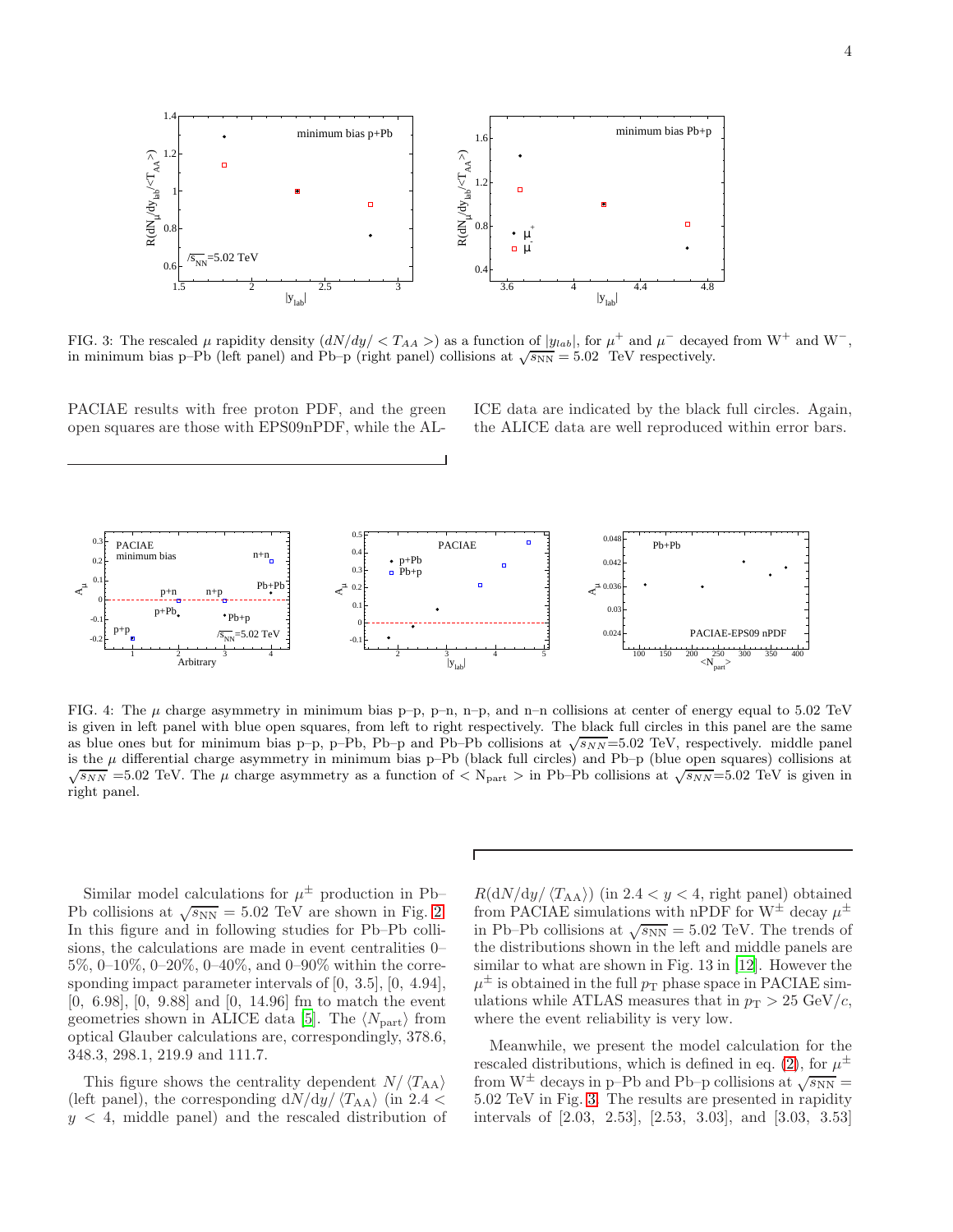FIG. 3: The rescaled $\mu$ rapidity density ($dN/dy/ < T_{AA} >$) as a function of $|y_{lab}|$, for $\mu^+$ and $\mu^-$ decayed from W$^+$ and W$^-$, in minimum bias p–Pb (left panel) and Pb–p (right panel) collisions at $\sqrt{s_{\rm NN}} = 5.02$ TeV respectively.

PACIAE results with free proton PDF, and the green open squares are those with EPS09nPDF, while the ALICE data are indicated by the black full circles. Again, the ALICE data are well reproduced within error bars.

FIG. 4: The $\mu$ charge asymmetry in minimum bias p–p, p–n, n–p, and n–n collisions at center of energy equal to 5.02 TeV is given in left panel with blue open squares, from left to right respectively. The black full circles in this panel are the same as blue ones but for minimum bias p–p, p–Pb, Pb–p and Pb–Pb collisions at $\sqrt{s_{NN}}$=5.02 TeV, respectively. middle panel is the $\mu$ differential charge asymmetry in minimum bias p–Pb (black full circles) and Pb–p (blue open squares) collisions at $\sqrt{s_{NN}}$ =5.02 TeV. The $\mu$ charge asymmetry as a function of $< {\rm N_{part}} >$ in Pb–Pb collisions at $\sqrt{s_{NN}}$=5.02 TeV is given in right panel.

Similar model calculations for $\mu^{\pm}$ production in Pb–Pb collisions at $\sqrt{s_{\rm NN}} = 5.02$ TeV are shown in Fig. 2. In this figure and in following studies for Pb–Pb collisions, the calculations are made in event centralities 0–5%, 0–10%, 0–20%, 0–40%, and 0–90% within the corresponding impact parameter intervals of [0, 3.5], [0, 4.94], [0, 6.98], [0, 9.88] and [0, 14.96] fm to match the event geometries shown in ALICE data [5]. The $\langle N_{\rm part}\rangle$ from optical Glauber calculations are, correspondingly, 378.6, 348.3, 298.1, 219.9 and 111.7.

This figure shows the centrality dependent $N/\langle T_{\rm AA}\rangle$ (left panel), the corresponding ${\rm d}N/{\rm d}y/\langle T_{\rm AA}\rangle$ (in $2.4 < y < 4$, middle panel) and the rescaled distribution of $R({\rm d}N/{\rm d}y/\langle T_{\rm AA}\rangle)$ (in $2.4 < y < 4$, right panel) obtained from PACIAE simulations with nPDF for W$^{\pm}$ decay $\mu^{\pm}$ in Pb–Pb collisions at $\sqrt{s_{\rm NN}} = 5.02$ TeV. The trends of the distributions shown in the left and middle panels are similar to what are shown in Fig. 13 in [12]. However the $\mu^{\pm}$ is obtained in the full $p_{\rm T}$ phase space in PACIAE simulations while ATLAS measures that in $p_{\rm T} > 25$ GeV/$c$, where the event reliability is very low.

Meanwhile, we present the model calculation for the rescaled distributions, which is defined in eq. (2), for $\mu^{\pm}$ from W$^{\pm}$ decays in p–Pb and Pb–p collisions at $\sqrt{s_{\rm NN}} = 5.02$ TeV in Fig. 3. The results are presented in rapidity intervals of [2.03, 2.53], [2.53, 3.03], and [3.03, 3.53]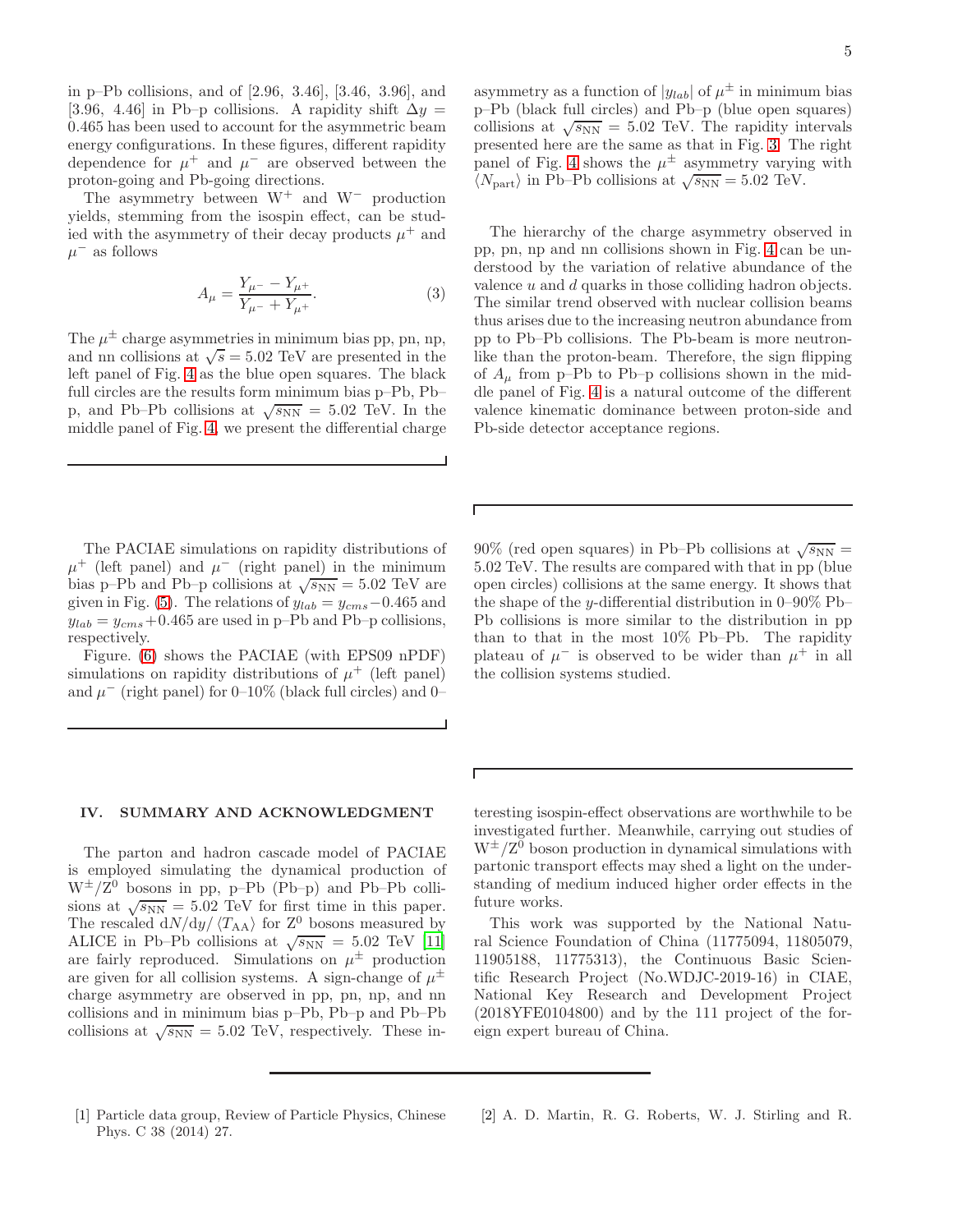in p–Pb collisions, and of [2.96, 3.46], [3.46, 3.96], and [3.96, 4.46] in Pb–p collisions. A rapidity shift $\Delta y = 0.465$ has been used to account for the asymmetric beam energy configurations. In these figures, different rapidity dependence for $\mu^+$ and $\mu^-$ are observed between the proton-going and Pb-going directions.

The asymmetry between $W^+$ and $W^-$ production yields, stemming from the isospin effect, can be studied with the asymmetry of their decay products $\mu^+$ and $\mu^-$ as follows

$$A_\mu = \frac{Y_{\mu^-} - Y_{\mu^+}}{Y_{\mu^-} + Y_{\mu^+}}. \tag{3}$$

The $\mu^\pm$ charge asymmetries in minimum bias pp, pn, np, and nn collisions at $\sqrt{s} = 5.02$ TeV are presented in the left panel of Fig. 4 as the blue open squares. The black full circles are the results form minimum bias p–Pb, Pb–p, and Pb–Pb collisions at $\sqrt{s_{\rm NN}} = 5.02$ TeV. In the middle panel of Fig. 4, we present the differential charge asymmetry as a function of $|y_{lab}|$ of $\mu^\pm$ in minimum bias p–Pb (black full circles) and Pb–p (blue open squares) collisions at $\sqrt{s_{\rm NN}} = 5.02$ TeV. The rapidity intervals presented here are the same as that in Fig. 3. The right panel of Fig. 4 shows the $\mu^\pm$ asymmetry varying with $\langle N_{\rm part}\rangle$ in Pb–Pb collisions at $\sqrt{s_{\rm NN}} = 5.02$ TeV.

The hierarchy of the charge asymmetry observed in pp, pn, np and nn collisions shown in Fig. 4 can be understood by the variation of relative abundance of the valence $u$ and $d$ quarks in those colliding hadron objects. The similar trend observed with nuclear collision beams thus arises due to the increasing neutron abundance from pp to Pb–Pb collisions. The Pb-beam is more neutron-like than the proton-beam. Therefore, the sign flipping of $A_\mu$ from p–Pb to Pb–p collisions shown in the middle panel of Fig. 4 is a natural outcome of the different valence kinematic dominance between proton-side and Pb-side detector acceptance regions.

The PACIAE simulations on rapidity distributions of $\mu^+$ (left panel) and $\mu^-$ (right panel) in the minimum bias p–Pb and Pb–p collisions at $\sqrt{s_{\rm NN}} = 5.02$ TeV are given in Fig. (5). The relations of $y_{lab} = y_{cms} - 0.465$ and $y_{lab} = y_{cms} + 0.465$ are used in p–Pb and Pb–p collisions, respectively.

Figure. (6) shows the PACIAE (with EPS09 nPDF) simulations on rapidity distributions of $\mu^+$ (left panel) and $\mu^-$ (right panel) for 0–10% (black full circles) and 0–90% (red open squares) in Pb–Pb collisions at $\sqrt{s_{\rm NN}} = 5.02$ TeV. The results are compared with that in pp (blue open circles) collisions at the same energy. It shows that the shape of the $y$-differential distribution in 0–90% Pb–Pb collisions is more similar to the distribution in pp than to that in the most 10% Pb–Pb. The rapidity plateau of $\mu^-$ is observed to be wider than $\mu^+$ in all the collision systems studied.

## IV. SUMMARY AND ACKNOWLEDGMENT

The parton and hadron cascade model of PACIAE is employed simulating the dynamical production of $W^\pm/Z^0$ bosons in pp, p–Pb (Pb–p) and Pb–Pb collisions at $\sqrt{s_{\rm NN}} = 5.02$ TeV for first time in this paper. The rescaled $dN/dy/\langle T_{\rm AA}\rangle$ for $Z^0$ bosons measured by ALICE in Pb–Pb collisions at $\sqrt{s_{\rm NN}} = 5.02$ TeV [11] are fairly reproduced. Simulations on $\mu^\pm$ production are given for all collision systems. A sign-change of $\mu^\pm$ charge asymmetry are observed in pp, pn, np, and nn collisions and in minimum bias p–Pb, Pb–p and Pb–Pb collisions at $\sqrt{s_{\rm NN}} = 5.02$ TeV, respectively. These interesting isospin-effect observations are worthwhile to be investigated further. Meanwhile, carrying out studies of $W^\pm/Z^0$ boson production in dynamical simulations with partonic transport effects may shed a light on the understanding of medium induced higher order effects in the future works.

This work was supported by the National Natural Science Foundation of China (11775094, 11805079, 11905188, 11775313), the Continuous Basic Scientific Research Project (No.WDJC-2019-16) in CIAE, National Key Research and Development Project (2018YFE0104800) and by the 111 project of the foreign expert bureau of China.

[1] Particle data group, Review of Particle Physics, Chinese Phys. C 38 (2014) 27.

[2] A. D. Martin, R. G. Roberts, W. J. Stirling and R.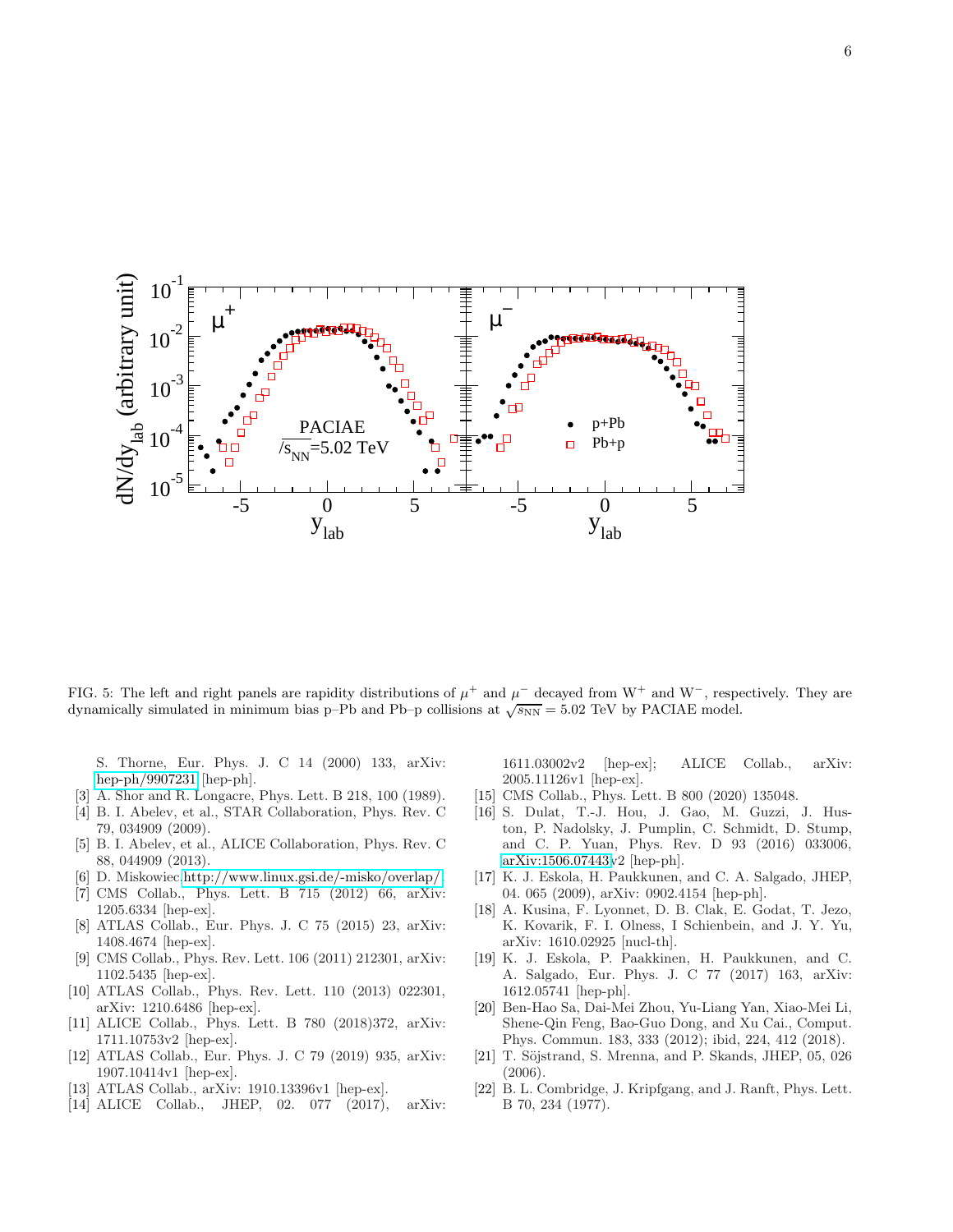FIG. 5: The left and right panels are rapidity distributions of $\mu^+$ and $\mu^-$ decayed from $W^+$ and $W^-$, respectively. They are dynamically simulated in minimum bias p–Pb and Pb–p collisions at $\sqrt{s_{NN}} = 5.02$ TeV by PACIAE model.

S. Thorne, Eur. Phys. J. C 14 (2000) 133, arXiv: hep-ph/9907231 [hep-ph].

[3] A. Shor and R. Longacre, Phys. Lett. B 218, 100 (1989).

[4] B. I. Abelev, et al., STAR Collaboration, Phys. Rev. C 79, 034909 (2009).

[5] B. I. Abelev, et al., ALICE Collaboration, Phys. Rev. C 88, 044909 (2013).

[6] D. Miskowiec.http://www.linux.gsi.de/-misko/overlap/.

[7] CMS Collab., Phys. Lett. B 715 (2012) 66, arXiv: 1205.6334 [hep-ex].

[8] ATLAS Collab., Eur. Phys. J. C 75 (2015) 23, arXiv: 1408.4674 [hep-ex].

[9] CMS Collab., Phys. Rev. Lett. 106 (2011) 212301, arXiv: 1102.5435 [hep-ex].

[10] ATLAS Collab., Phys. Rev. Lett. 110 (2013) 022301, arXiv: 1210.6486 [hep-ex].

[11] ALICE Collab., Phys. Lett. B 780 (2018)372, arXiv: 1711.10753v2 [hep-ex].

[12] ATLAS Collab., Eur. Phys. J. C 79 (2019) 935, arXiv: 1907.10414v1 [hep-ex].

[13] ATLAS Collab., arXiv: 1910.13396v1 [hep-ex].

[14] ALICE Collab., JHEP, 02. 077 (2017), arXiv: 1611.03002v2 [hep-ex]; ALICE Collab., arXiv: 2005.11126v1 [hep-ex].

[15] CMS Collab., Phys. Lett. B 800 (2020) 135048.

[16] S. Dulat, T.-J. Hou, J. Gao, M. Guzzi, J. Huston, P. Nadolsky, J. Pumplin, C. Schmidt, D. Stump, and C. P. Yuan, Phys. Rev. D 93 (2016) 033006, arXiv:1506.07443v2 [hep-ph].

[17] K. J. Eskola, H. Paukkunen, and C. A. Salgado, JHEP, 04. 065 (2009), arXiv: 0902.4154 [hep-ph].

[18] A. Kusina, F. Lyonnet, D. B. Clak, E. Godat, T. Jezo, K. Kovarik, F. I. Olness, I Schienbein, and J. Y. Yu, arXiv: 1610.02925 [nucl-th].

[19] K. J. Eskola, P. Paakkinen, H. Paukkunen, and C. A. Salgado, Eur. Phys. J. C 77 (2017) 163, arXiv: 1612.05741 [hep-ph].

[20] Ben-Hao Sa, Dai-Mei Zhou, Yu-Liang Yan, Xiao-Mei Li, Shene-Qin Feng, Bao-Guo Dong, and Xu Cai., Comput. Phys. Commun. 183, 333 (2012); ibid, 224, 412 (2018).

[21] T. Söjstrand, S. Mrenna, and P. Skands, JHEP, 05, 026 (2006).

[22] B. L. Combridge, J. Kripfgang, and J. Ranft, Phys. Lett. B 70, 234 (1977).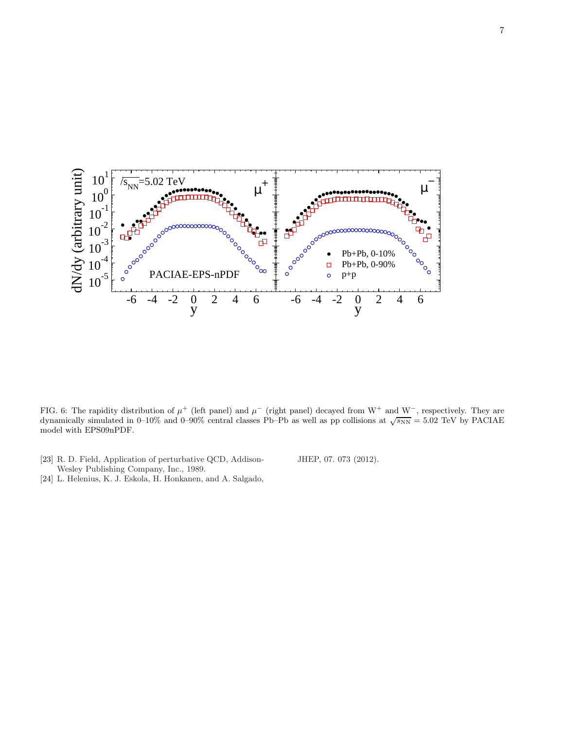$\sqrt{s_{NN}}$=5.02 TeV

$\mu^+$

$\mu^-$

dN/dy (arbitrary unit)

$10^1$
$10^0$
$10^{-1}$
$10^{-2}$
$10^{-3}$
$10^{-4}$
$10^{-5}$

-6 -4 -2 0 2 4 6

y

PACIAE-EPS-nPDF

Pb+Pb, 0-10%

Pb+Pb, 0-90%

p+p

FIG. 6: The rapidity distribution of $\mu^+$ (left panel) and $\mu^-$ (right panel) decayed from $W^+$ and $W^-$, respectively. They are dynamically simulated in 0–10% and 0–90% central classes Pb–Pb as well as pp collisions at $\sqrt{s_{NN}} = 5.02$ TeV by PACIAE model with EPS09nPDF.

[23] R. D. Field, Application of perturbative QCD, Addison-Wesley Publishing Company, Inc., 1989.

[24] L. Helenius, K. J. Eskola, H. Honkanen, and A. Salgado, JHEP, 07. 073 (2012).